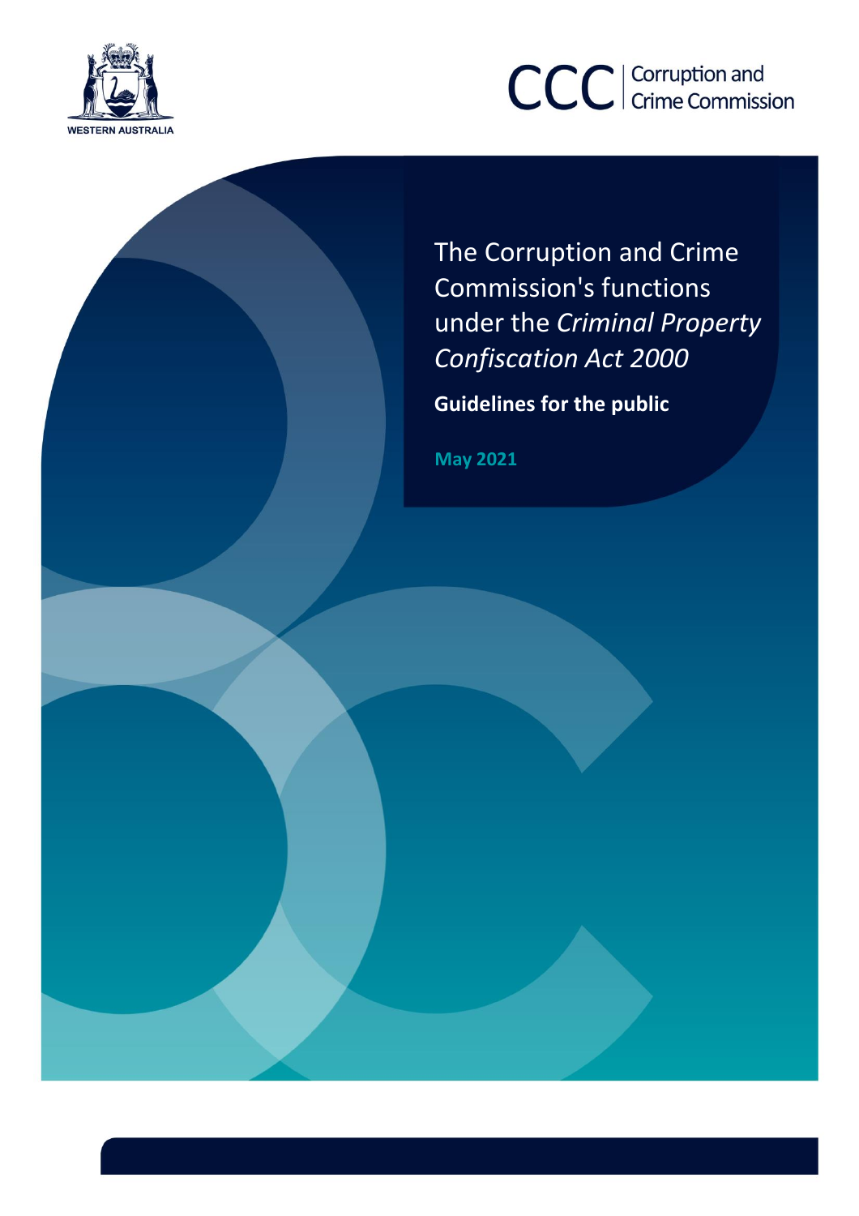WESTERN AUSTRALIA

CCC | Corruption and Crime Commission

# The Corruption and Crime Commission's functions under the *Criminal Property Confiscation Act 2000*

**Guidelines for the public**

**May 2021**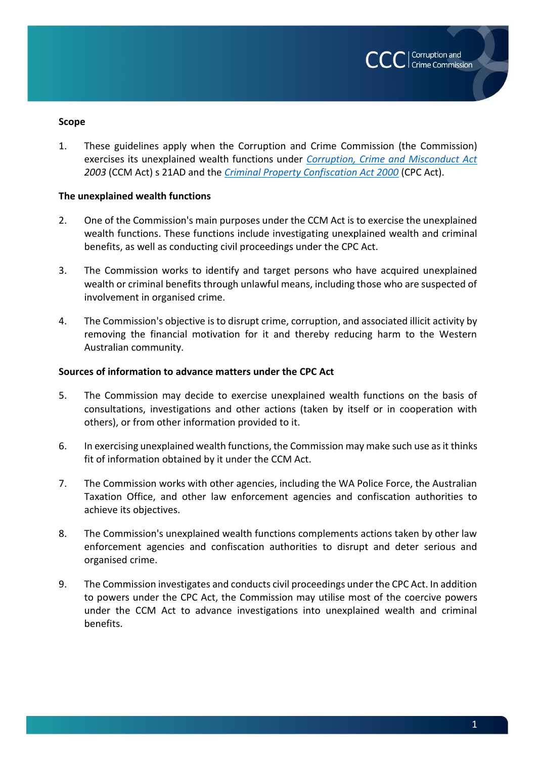**Scope**

1. These guidelines apply when the Corruption and Crime Commission (the Commission) exercises its unexplained wealth functions under [*Corruption, Crime and Misconduct Act 2003*]() (CCM Act) s 21AD and the [*Criminal Property Confiscation Act 2000*]() (CPC Act).

**The unexplained wealth functions**

2. One of the Commission's main purposes under the CCM Act is to exercise the unexplained wealth functions. These functions include investigating unexplained wealth and criminal benefits, as well as conducting civil proceedings under the CPC Act.

3. The Commission works to identify and target persons who have acquired unexplained wealth or criminal benefits through unlawful means, including those who are suspected of involvement in organised crime.

4. The Commission's objective is to disrupt crime, corruption, and associated illicit activity by removing the financial motivation for it and thereby reducing harm to the Western Australian community.

**Sources of information to advance matters under the CPC Act**

5. The Commission may decide to exercise unexplained wealth functions on the basis of consultations, investigations and other actions (taken by itself or in cooperation with others), or from other information provided to it.

6. In exercising unexplained wealth functions, the Commission may make such use as it thinks fit of information obtained by it under the CCM Act.

7. The Commission works with other agencies, including the WA Police Force, the Australian Taxation Office, and other law enforcement agencies and confiscation authorities to achieve its objectives.

8. The Commission's unexplained wealth functions complements actions taken by other law enforcement agencies and confiscation authorities to disrupt and deter serious and organised crime.

9. The Commission investigates and conducts civil proceedings under the CPC Act. In addition to powers under the CPC Act, the Commission may utilise most of the coercive powers under the CCM Act to advance investigations into unexplained wealth and criminal benefits.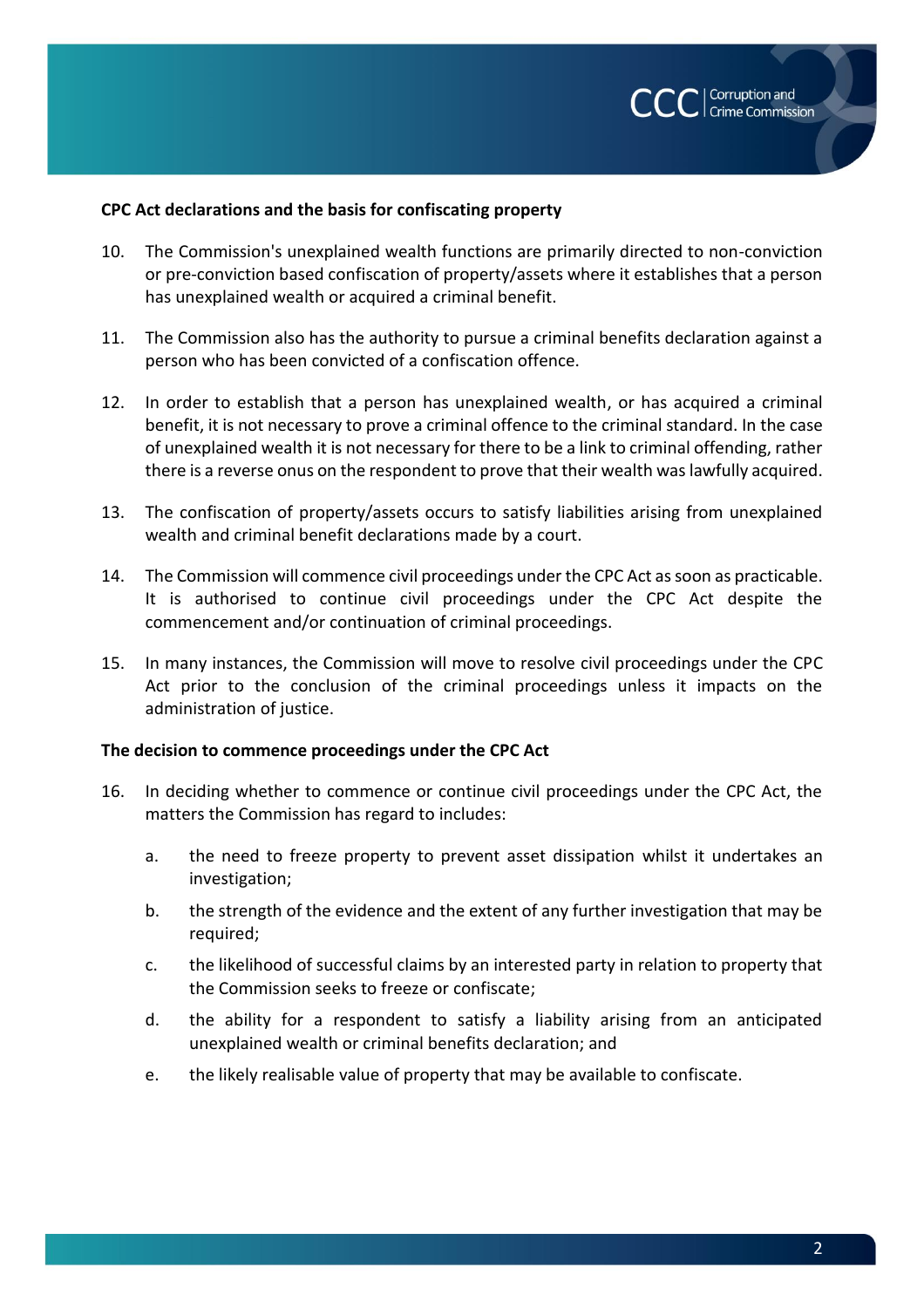**CPC Act declarations and the basis for confiscating property**

10. The Commission's unexplained wealth functions are primarily directed to non-conviction or pre-conviction based confiscation of property/assets where it establishes that a person has unexplained wealth or acquired a criminal benefit.

11. The Commission also has the authority to pursue a criminal benefits declaration against a person who has been convicted of a confiscation offence.

12. In order to establish that a person has unexplained wealth, or has acquired a criminal benefit, it is not necessary to prove a criminal offence to the criminal standard. In the case of unexplained wealth it is not necessary for there to be a link to criminal offending, rather there is a reverse onus on the respondent to prove that their wealth was lawfully acquired.

13. The confiscation of property/assets occurs to satisfy liabilities arising from unexplained wealth and criminal benefit declarations made by a court.

14. The Commission will commence civil proceedings under the CPC Act as soon as practicable. It is authorised to continue civil proceedings under the CPC Act despite the commencement and/or continuation of criminal proceedings.

15. In many instances, the Commission will move to resolve civil proceedings under the CPC Act prior to the conclusion of the criminal proceedings unless it impacts on the administration of justice.

**The decision to commence proceedings under the CPC Act**

16. In deciding whether to commence or continue civil proceedings under the CPC Act, the matters the Commission has regard to includes:

    a. the need to freeze property to prevent asset dissipation whilst it undertakes an investigation;

    b. the strength of the evidence and the extent of any further investigation that may be required;

    c. the likelihood of successful claims by an interested party in relation to property that the Commission seeks to freeze or confiscate;

    d. the ability for a respondent to satisfy a liability arising from an anticipated unexplained wealth or criminal benefits declaration; and

    e. the likely realisable value of property that may be available to confiscate.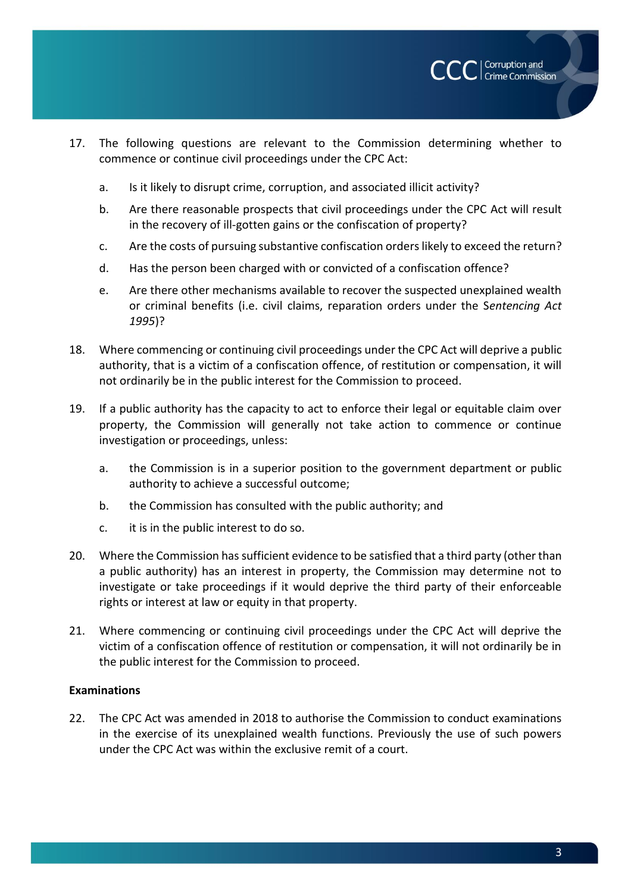17. The following questions are relevant to the Commission determining whether to commence or continue civil proceedings under the CPC Act:

    a. Is it likely to disrupt crime, corruption, and associated illicit activity?

    b. Are there reasonable prospects that civil proceedings under the CPC Act will result in the recovery of ill-gotten gains or the confiscation of property?

    c. Are the costs of pursuing substantive confiscation orders likely to exceed the return?

    d. Has the person been charged with or convicted of a confiscation offence?

    e. Are there other mechanisms available to recover the suspected unexplained wealth or criminal benefits (i.e. civil claims, reparation orders under the S*entencing Act 1995*)?

18. Where commencing or continuing civil proceedings under the CPC Act will deprive a public authority, that is a victim of a confiscation offence, of restitution or compensation, it will not ordinarily be in the public interest for the Commission to proceed.

19. If a public authority has the capacity to act to enforce their legal or equitable claim over property, the Commission will generally not take action to commence or continue investigation or proceedings, unless:

    a. the Commission is in a superior position to the government department or public authority to achieve a successful outcome;

    b. the Commission has consulted with the public authority; and

    c. it is in the public interest to do so.

20. Where the Commission has sufficient evidence to be satisfied that a third party (other than a public authority) has an interest in property, the Commission may determine not to investigate or take proceedings if it would deprive the third party of their enforceable rights or interest at law or equity in that property.

21. Where commencing or continuing civil proceedings under the CPC Act will deprive the victim of a confiscation offence of restitution or compensation, it will not ordinarily be in the public interest for the Commission to proceed.

**Examinations**

22. The CPC Act was amended in 2018 to authorise the Commission to conduct examinations in the exercise of its unexplained wealth functions. Previously the use of such powers under the CPC Act was within the exclusive remit of a court.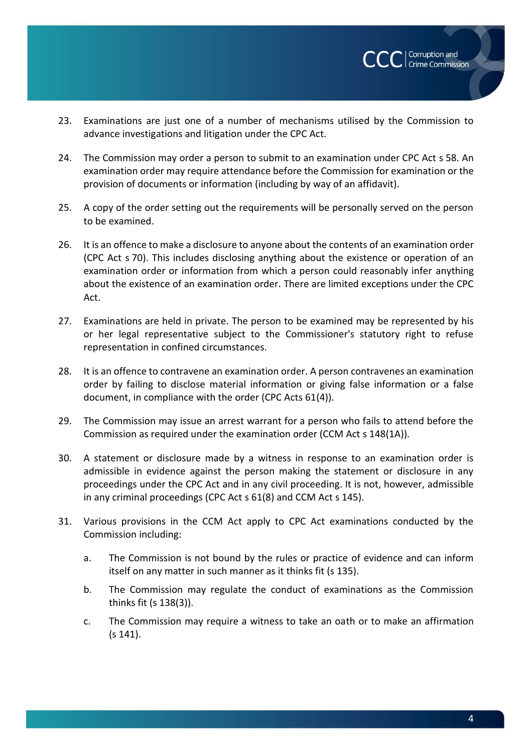23. Examinations are just one of a number of mechanisms utilised by the Commission to advance investigations and litigation under the CPC Act.

24. The Commission may order a person to submit to an examination under CPC Act s 58. An examination order may require attendance before the Commission for examination or the provision of documents or information (including by way of an affidavit).

25. A copy of the order setting out the requirements will be personally served on the person to be examined.

26. It is an offence to make a disclosure to anyone about the contents of an examination order (CPC Act s 70). This includes disclosing anything about the existence or operation of an examination order or information from which a person could reasonably infer anything about the existence of an examination order. There are limited exceptions under the CPC Act.

27. Examinations are held in private. The person to be examined may be represented by his or her legal representative subject to the Commissioner's statutory right to refuse representation in confined circumstances.

28. It is an offence to contravene an examination order. A person contravenes an examination order by failing to disclose material information or giving false information or a false document, in compliance with the order (CPC Acts 61(4)).

29. The Commission may issue an arrest warrant for a person who fails to attend before the Commission as required under the examination order (CCM Act s 148(1A)).

30. A statement or disclosure made by a witness in response to an examination order is admissible in evidence against the person making the statement or disclosure in any proceedings under the CPC Act and in any civil proceeding. It is not, however, admissible in any criminal proceedings (CPC Act s 61(8) and CCM Act s 145).

31. Various provisions in the CCM Act apply to CPC Act examinations conducted by the Commission including:

    a. The Commission is not bound by the rules or practice of evidence and can inform itself on any matter in such manner as it thinks fit (s 135).

    b. The Commission may regulate the conduct of examinations as the Commission thinks fit (s 138(3)).

    c. The Commission may require a witness to take an oath or to make an affirmation (s 141).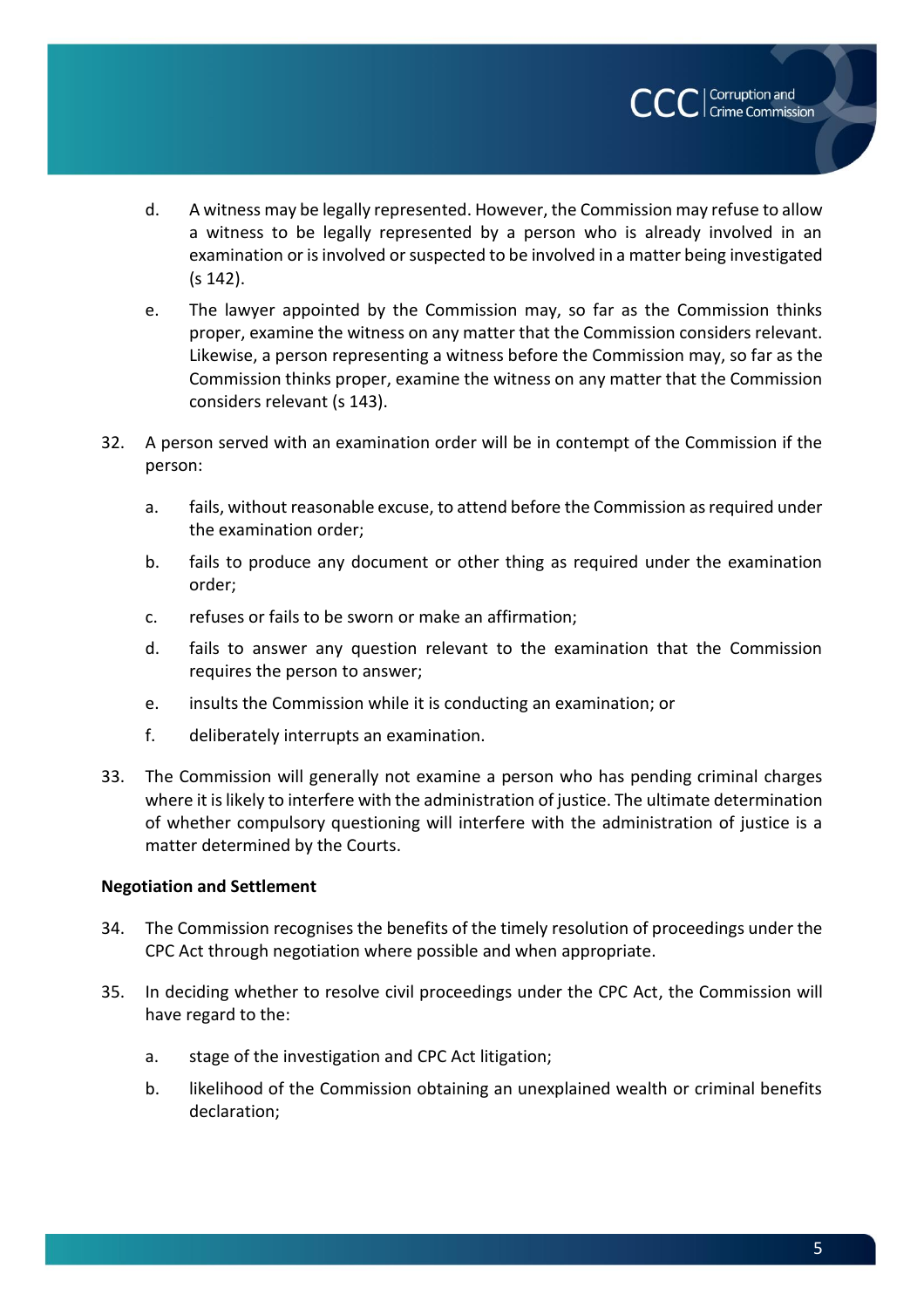d. A witness may be legally represented. However, the Commission may refuse to allow a witness to be legally represented by a person who is already involved in an examination or is involved or suspected to be involved in a matter being investigated (s 142).

e. The lawyer appointed by the Commission may, so far as the Commission thinks proper, examine the witness on any matter that the Commission considers relevant. Likewise, a person representing a witness before the Commission may, so far as the Commission thinks proper, examine the witness on any matter that the Commission considers relevant (s 143).

32. A person served with an examination order will be in contempt of the Commission if the person:

    a. fails, without reasonable excuse, to attend before the Commission as required under the examination order;

    b. fails to produce any document or other thing as required under the examination order;

    c. refuses or fails to be sworn or make an affirmation;

    d. fails to answer any question relevant to the examination that the Commission requires the person to answer;

    e. insults the Commission while it is conducting an examination; or

    f. deliberately interrupts an examination.

33. The Commission will generally not examine a person who has pending criminal charges where it is likely to interfere with the administration of justice. The ultimate determination of whether compulsory questioning will interfere with the administration of justice is a matter determined by the Courts.

**Negotiation and Settlement**

34. The Commission recognises the benefits of the timely resolution of proceedings under the CPC Act through negotiation where possible and when appropriate.

35. In deciding whether to resolve civil proceedings under the CPC Act, the Commission will have regard to the:

    a. stage of the investigation and CPC Act litigation;

    b. likelihood of the Commission obtaining an unexplained wealth or criminal benefits declaration;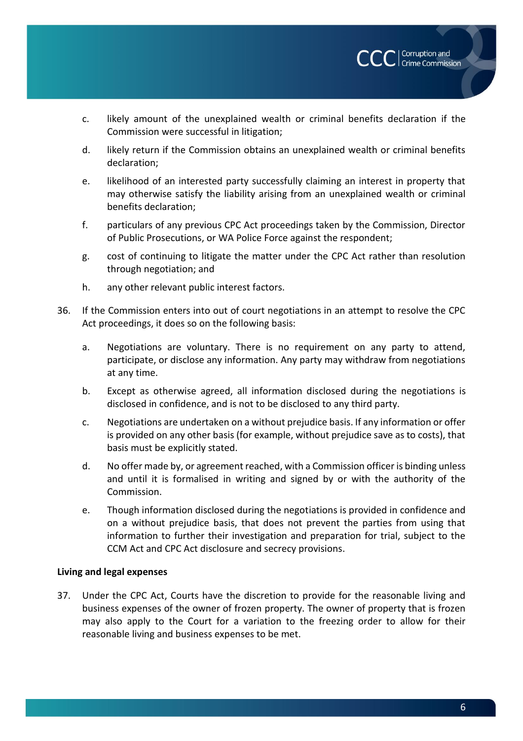c. likely amount of the unexplained wealth or criminal benefits declaration if the Commission were successful in litigation;

d. likely return if the Commission obtains an unexplained wealth or criminal benefits declaration;

e. likelihood of an interested party successfully claiming an interest in property that may otherwise satisfy the liability arising from an unexplained wealth or criminal benefits declaration;

f. particulars of any previous CPC Act proceedings taken by the Commission, Director of Public Prosecutions, or WA Police Force against the respondent;

g. cost of continuing to litigate the matter under the CPC Act rather than resolution through negotiation; and

h. any other relevant public interest factors.

36. If the Commission enters into out of court negotiations in an attempt to resolve the CPC Act proceedings, it does so on the following basis:

   a. Negotiations are voluntary. There is no requirement on any party to attend, participate, or disclose any information. Any party may withdraw from negotiations at any time.

   b. Except as otherwise agreed, all information disclosed during the negotiations is disclosed in confidence, and is not to be disclosed to any third party.

   c. Negotiations are undertaken on a without prejudice basis. If any information or offer is provided on any other basis (for example, without prejudice save as to costs), that basis must be explicitly stated.

   d. No offer made by, or agreement reached, with a Commission officer is binding unless and until it is formalised in writing and signed by or with the authority of the Commission.

   e. Though information disclosed during the negotiations is provided in confidence and on a without prejudice basis, that does not prevent the parties from using that information to further their investigation and preparation for trial, subject to the CCM Act and CPC Act disclosure and secrecy provisions.

**Living and legal expenses**

37. Under the CPC Act, Courts have the discretion to provide for the reasonable living and business expenses of the owner of frozen property. The owner of property that is frozen may also apply to the Court for a variation to the freezing order to allow for their reasonable living and business expenses to be met.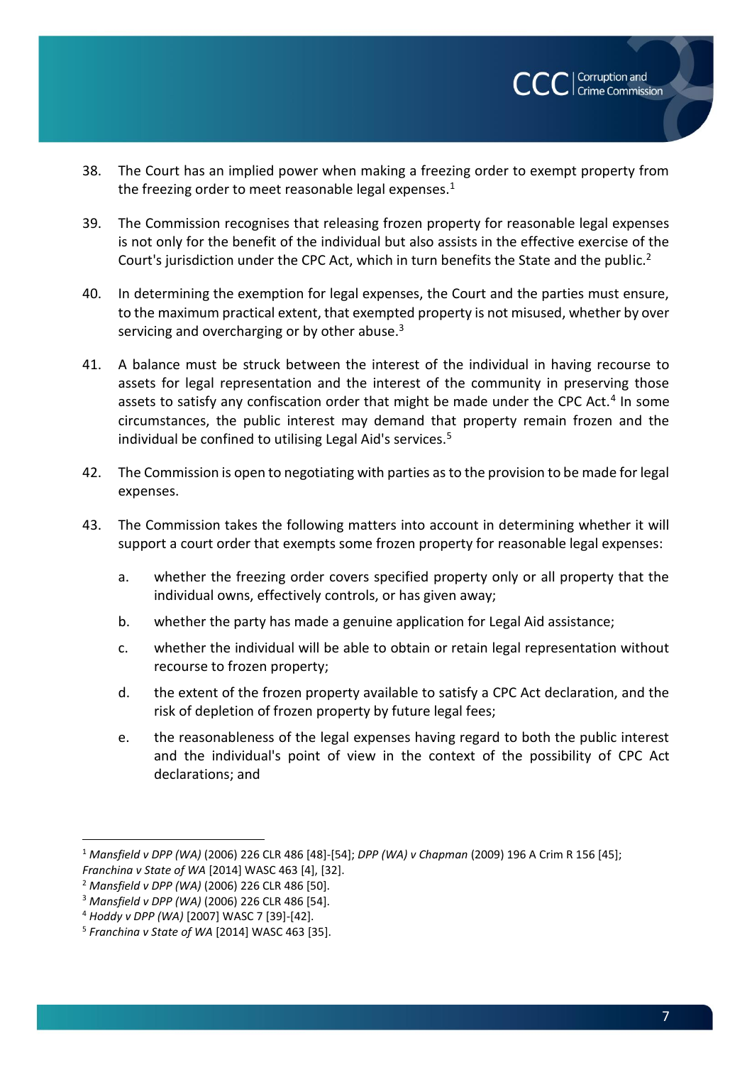38. The Court has an implied power when making a freezing order to exempt property from the freezing order to meet reasonable legal expenses.[1]

39. The Commission recognises that releasing frozen property for reasonable legal expenses is not only for the benefit of the individual but also assists in the effective exercise of the Court's jurisdiction under the CPC Act, which in turn benefits the State and the public.[2]

40. In determining the exemption for legal expenses, the Court and the parties must ensure, to the maximum practical extent, that exempted property is not misused, whether by over servicing and overcharging or by other abuse.[3]

41. A balance must be struck between the interest of the individual in having recourse to assets for legal representation and the interest of the community in preserving those assets to satisfy any confiscation order that might be made under the CPC Act.[4] In some circumstances, the public interest may demand that property remain frozen and the individual be confined to utilising Legal Aid's services.[5]

42. The Commission is open to negotiating with parties as to the provision to be made for legal expenses.

43. The Commission takes the following matters into account in determining whether it will support a court order that exempts some frozen property for reasonable legal expenses:

    a. whether the freezing order covers specified property only or all property that the individual owns, effectively controls, or has given away;

    b. whether the party has made a genuine application for Legal Aid assistance;

    c. whether the individual will be able to obtain or retain legal representation without recourse to frozen property;

    d. the extent of the frozen property available to satisfy a CPC Act declaration, and the risk of depletion of frozen property by future legal fees;

    e. the reasonableness of the legal expenses having regard to both the public interest and the individual's point of view in the context of the possibility of CPC Act declarations; and

---

[1] *Mansfield v DPP (WA)* (2006) 226 CLR 486 [48]-[54]; *DPP (WA) v Chapman* (2009) 196 A Crim R 156 [45]; *Franchina v State of WA* [2014] WASC 463 [4], [32].

[2] *Mansfield v DPP (WA)* (2006) 226 CLR 486 [50].

[3] *Mansfield v DPP (WA)* (2006) 226 CLR 486 [54].

[4] *Hoddy v DPP (WA)* [2007] WASC 7 [39]-[42].

[5] *Franchina v State of WA* [2014] WASC 463 [35].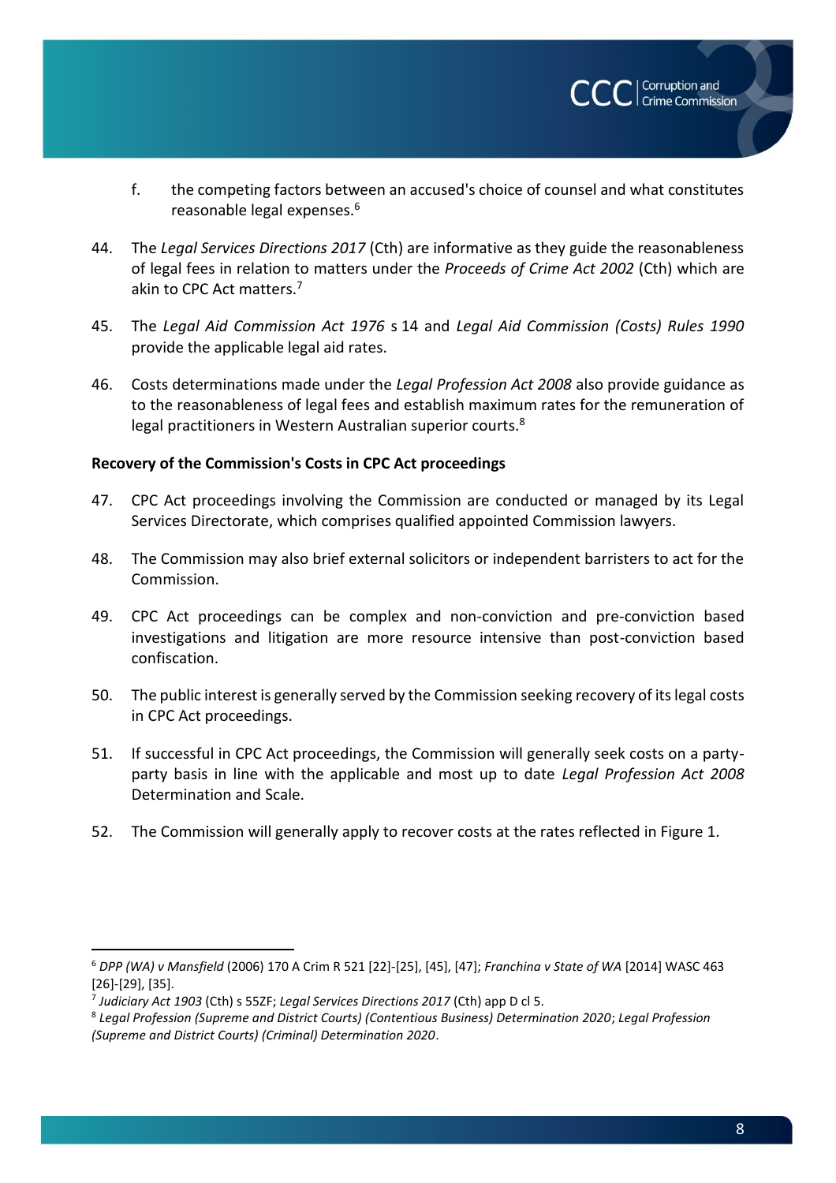f. the competing factors between an accused's choice of counsel and what constitutes reasonable legal expenses.[6]

44. The *Legal Services Directions 2017* (Cth) are informative as they guide the reasonableness of legal fees in relation to matters under the *Proceeds of Crime Act 2002* (Cth) which are akin to CPC Act matters.[7]

45. The *Legal Aid Commission Act 1976* s 14 and *Legal Aid Commission (Costs) Rules 1990* provide the applicable legal aid rates.

46. Costs determinations made under the *Legal Profession Act 2008* also provide guidance as to the reasonableness of legal fees and establish maximum rates for the remuneration of legal practitioners in Western Australian superior courts.[8]

**Recovery of the Commission's Costs in CPC Act proceedings**

47. CPC Act proceedings involving the Commission are conducted or managed by its Legal Services Directorate, which comprises qualified appointed Commission lawyers.

48. The Commission may also brief external solicitors or independent barristers to act for the Commission.

49. CPC Act proceedings can be complex and non-conviction and pre-conviction based investigations and litigation are more resource intensive than post-conviction based confiscation.

50. The public interest is generally served by the Commission seeking recovery of its legal costs in CPC Act proceedings.

51. If successful in CPC Act proceedings, the Commission will generally seek costs on a party-party basis in line with the applicable and most up to date *Legal Profession Act 2008* Determination and Scale.

52. The Commission will generally apply to recover costs at the rates reflected in Figure 1.

---

[6] *DPP (WA) v Mansfield* (2006) 170 A Crim R 521 [22]-[25], [45], [47]; *Franchina v State of WA* [2014] WASC 463 [26]-[29], [35].

[7] *Judiciary Act 1903* (Cth) s 55ZF; *Legal Services Directions 2017* (Cth) app D cl 5.

[8] *Legal Profession (Supreme and District Courts) (Contentious Business) Determination 2020*; *Legal Profession (Supreme and District Courts) (Criminal) Determination 2020*.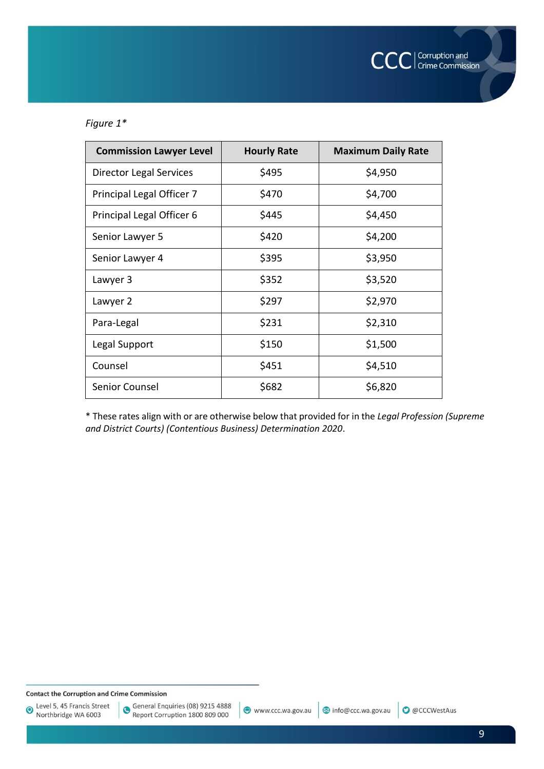*Figure 1**

| Commission Lawyer Level | Hourly Rate | Maximum Daily Rate |
|---|---|---|
| Director Legal Services | $495 | $4,950 |
| Principal Legal Officer 7 | $470 | $4,700 |
| Principal Legal Officer 6 | $445 | $4,450 |
| Senior Lawyer 5 | $420 | $4,200 |
| Senior Lawyer 4 | $395 | $3,950 |
| Lawyer 3 | $352 | $3,520 |
| Lawyer 2 | $297 | $2,970 |
| Para-Legal | $231 | $2,310 |
| Legal Support | $150 | $1,500 |
| Counsel | $451 | $4,510 |
| Senior Counsel | $682 | $6,820 |

* These rates align with or are otherwise below that provided for in the *Legal Profession (Supreme and District Courts) (Contentious Business) Determination 2020*.